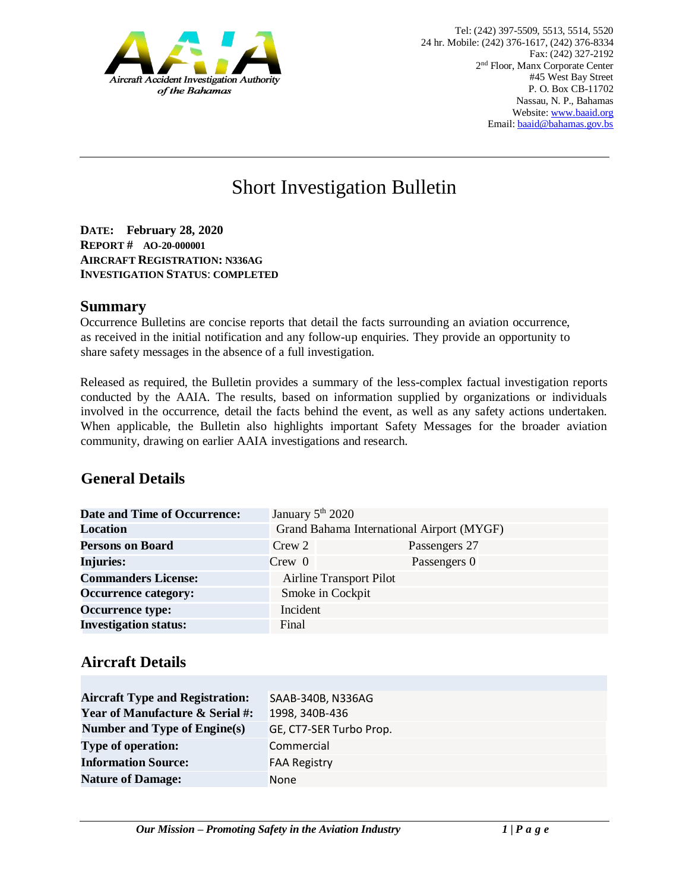Aircraft Accident Investigation Authority of the Bahamas

Tel: (242) 397-5509, 5513, 5514, 5520
24 hr. Mobile: (242) 376-1617, (242) 376-8334
Fax: (242) 327-2192
2nd Floor, Manx Corporate Center
#45 West Bay Street
P. O. Box CB-11702
Nassau, N. P., Bahamas
Website: www.baaid.org
Email: baaid@bahamas.gov.bs

# Short Investigation Bulletin

**DATE: February 28, 2020**
**REPORT # AO-20-000001**
**AIRCRAFT REGISTRATION: N336AG**
**INVESTIGATION STATUS: COMPLETED**

## Summary

Occurrence Bulletins are concise reports that detail the facts surrounding an aviation occurrence, as received in the initial notification and any follow-up enquiries. They provide an opportunity to share safety messages in the absence of a full investigation.

Released as required, the Bulletin provides a summary of the less-complex factual investigation reports conducted by the AAIA. The results, based on information supplied by organizations or individuals involved in the occurrence, detail the facts behind the event, as well as any safety actions undertaken. When applicable, the Bulletin also highlights important Safety Messages for the broader aviation community, drawing on earlier AAIA investigations and research.

## General Details

| | | |
|---|---|---|
| **Date and Time of Occurrence:** | January 5th 2020 | |
| **Location** | Grand Bahama International Airport (MYGF) | |
| **Persons on Board** | Crew 2 | Passengers 27 |
| **Injuries:** | Crew 0 | Passengers 0 |
| **Commanders License:** | Airline Transport Pilot | |
| **Occurrence category:** | Smoke in Cockpit | |
| **Occurrence type:** | Incident | |
| **Investigation status:** | Final | |

## Aircraft Details

| | |
|---|---|
| **Aircraft Type and Registration:** | SAAB-340B, N336AG |
| **Year of Manufacture & Serial #:** | 1998, 340B-436 |
| **Number and Type of Engine(s)** | GE, CT7-SER Turbo Prop. |
| **Type of operation:** | Commercial |
| **Information Source:** | FAA Registry |
| **Nature of Damage:** | None |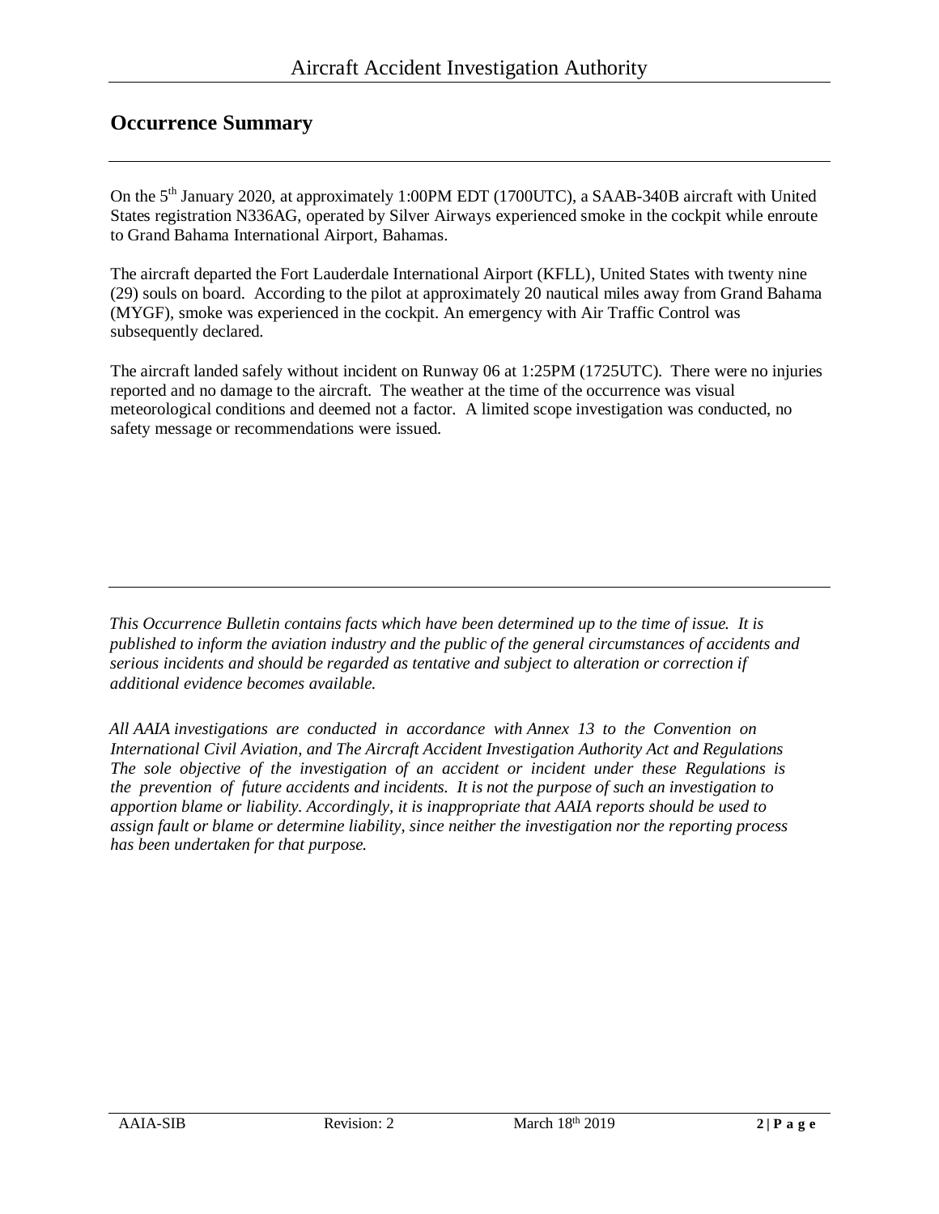## Occurrence Summary

On the 5th January 2020, at approximately 1:00PM EDT (1700UTC), a SAAB-340B aircraft with United States registration N336AG, operated by Silver Airways experienced smoke in the cockpit while enroute to Grand Bahama International Airport, Bahamas.

The aircraft departed the Fort Lauderdale International Airport (KFLL), United States with twenty nine (29) souls on board. According to the pilot at approximately 20 nautical miles away from Grand Bahama (MYGF), smoke was experienced in the cockpit. An emergency with Air Traffic Control was subsequently declared.

The aircraft landed safely without incident on Runway 06 at 1:25PM (1725UTC). There were no injuries reported and no damage to the aircraft. The weather at the time of the occurrence was visual meteorological conditions and deemed not a factor. A limited scope investigation was conducted, no safety message or recommendations were issued.

---

*This Occurrence Bulletin contains facts which have been determined up to the time of issue. It is published to inform the aviation industry and the public of the general circumstances of accidents and serious incidents and should be regarded as tentative and subject to alteration or correction if additional evidence becomes available.*

*All AAIA investigations are conducted in accordance with Annex 13 to the Convention on International Civil Aviation, and The Aircraft Accident Investigation Authority Act and Regulations The sole objective of the investigation of an accident or incident under these Regulations is the prevention of future accidents and incidents. It is not the purpose of such an investigation to apportion blame or liability. Accordingly, it is inappropriate that AAIA reports should be used to assign fault or blame or determine liability, since neither the investigation nor the reporting process has been undertaken for that purpose.*